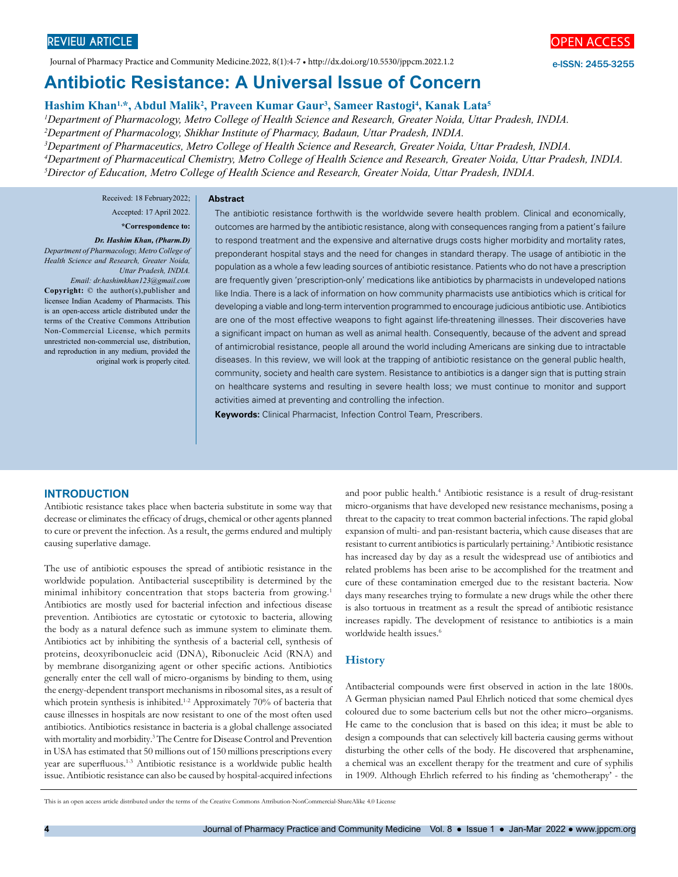REVIEW ARTICLE

OPEN ACCESS

Journal of Pharmacy Practice and Community Medicine.2022, 8(1):4-7 • http://dx.doi.org/10.5530/jppcm.2022.1.2

e-ISSN: 2455-3255

# Antibiotic Resistance: A Universal Issue of Concern

**Hashim Khan[1,*], Abdul Malik[2], Praveen Kumar Gaur[3], Sameer Rastogi[4], Kanak Lata[5]**

[1]*Department of Pharmacology, Metro College of Health Science and Research, Greater Noida, Uttar Pradesh, INDIA.*
[2]*Department of Pharmacology, Shikhar Institute of Pharmacy, Badaun, Uttar Pradesh, INDIA.*
[3]*Department of Pharmaceutics, Metro College of Health Science and Research, Greater Noida, Uttar Pradesh, INDIA.*
[4]*Department of Pharmaceutical Chemistry, Metro College of Health Science and Research, Greater Noida, Uttar Pradesh, INDIA.*
[5]*Director of Education, Metro College of Health Science and Research, Greater Noida, Uttar Pradesh, INDIA.*

Received: 18 February2022;

Accepted: 17 April 2022.

**\*Correspondence to:**

***Dr. Hashim Khan, (Pharm.D)***
*Department of Pharmacology, Metro College of Health Science and Research, Greater Noida, Uttar Pradesh, INDIA.*
*Email: dr.hashimkhan123@gmail.com*

**Copyright:** © the author(s),publisher and licensee Indian Academy of Pharmacists. This is an open-access article distributed under the terms of the Creative Commons Attribution Non-Commercial License, which permits unrestricted non-commercial use, distribution, and reproduction in any medium, provided the original work is properly cited.

**Abstract**

The antibiotic resistance forthwith is the worldwide severe health problem. Clinical and economically, outcomes are harmed by the antibiotic resistance, along with consequences ranging from a patient's failure to respond treatment and the expensive and alternative drugs costs higher morbidity and mortality rates, preponderant hospital stays and the need for changes in standard therapy. The usage of antibiotic in the population as a whole a few leading sources of antibiotic resistance. Patients who do not have a prescription are frequently given 'prescription-only' medications like antibiotics by pharmacists in undeveloped nations like India. There is a lack of information on how community pharmacists use antibiotics which is critical for developing a viable and long-term intervention programmed to encourage judicious antibiotic use. Antibiotics are one of the most effective weapons to fight against life-threatening illnesses. Their discoveries have a significant impact on human as well as animal health. Consequently, because of the advent and spread of antimicrobial resistance, people all around the world including Americans are sinking due to intractable diseases. In this review, we will look at the trapping of antibiotic resistance on the general public health, community, society and health care system. Resistance to antibiotics is a danger sign that is putting strain on healthcare systems and resulting in severe health loss; we must continue to monitor and support activities aimed at preventing and controlling the infection.

**Keywords:** Clinical Pharmacist, Infection Control Team, Prescribers.

## INTRODUCTION

Antibiotic resistance takes place when bacteria substitute in some way that decrease or eliminates the efficacy of drugs, chemical or other agents planned to cure or prevent the infection. As a result, the germs endured and multiply causing superlative damage.

The use of antibiotic espouses the spread of antibiotic resistance in the worldwide population. Antibacterial susceptibility is determined by the minimal inhibitory concentration that stops bacteria from growing.[1] Antibiotics are mostly used for bacterial infection and infectious disease prevention. Antibiotics are cytostatic or cytotoxic to bacteria, allowing the body as a natural defence such as immune system to eliminate them. Antibiotics act by inhibiting the synthesis of a bacterial cell, synthesis of proteins, deoxyribonucleic acid (DNA), Ribonucleic Acid (RNA) and by membrane disorganizing agent or other specific actions. Antibiotics generally enter the cell wall of micro-organisms by binding to them, using the energy-dependent transport mechanisms in ribosomal sites, as a result of which protein synthesis is inhibited.[1-2] Approximately 70% of bacteria that cause illnesses in hospitals are now resistant to one of the most often used antibiotics. Antibiotics resistance in bacteria is a global challenge associated with mortality and morbidity.[3] The Centre for Disease Control and Prevention in USA has estimated that 50 millions out of 150 millions prescriptions every year are superfluous.[1-3] Antibiotic resistance is a worldwide public health issue. Antibiotic resistance can also be caused by hospital-acquired infections and poor public health.[4] Antibiotic resistance is a result of drug-resistant micro-organisms that have developed new resistance mechanisms, posing a threat to the capacity to treat common bacterial infections. The rapid global expansion of multi- and pan-resistant bacteria, which cause diseases that are resistant to current antibiotics is particularly pertaining.[5] Antibiotic resistance has increased day by day as a result the widespread use of antibiotics and related problems has been arise to be accomplished for the treatment and cure of these contamination emerged due to the resistant bacteria. Now days many researches trying to formulate a new drugs while the other there is also tortuous in treatment as a result the spread of antibiotic resistance increases rapidly. The development of resistance to antibiotics is a main worldwide health issues.[6]

### History

Antibacterial compounds were first observed in action in the late 1800s. A German physician named Paul Ehrlich noticed that some chemical dyes coloured due to some bacterium cells but not the other micro–organisms. He came to the conclusion that is based on this idea; it must be able to design a compounds that can selectively kill bacteria causing germs without disturbing the other cells of the body. He discovered that arsphenamine, a chemical was an excellent therapy for the treatment and cure of syphilis in 1909. Although Ehrlich referred to his finding as 'chemotherapy' - the

This is an open access article distributed under the terms of the Creative Commons Attribution-NonCommercial-ShareAlike 4.0 License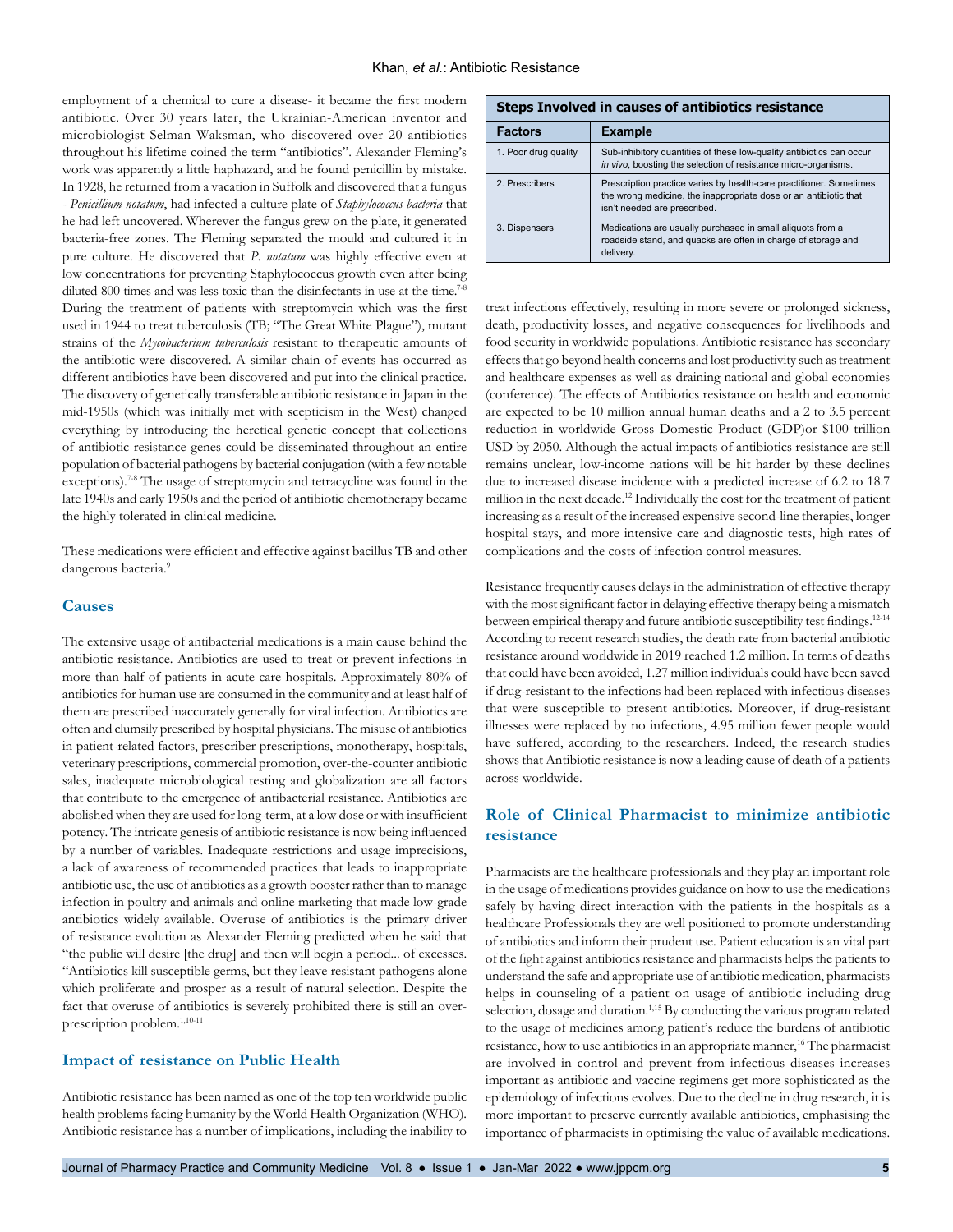employment of a chemical to cure a disease- it became the first modern antibiotic. Over 30 years later, the Ukrainian-American inventor and microbiologist Selman Waksman, who discovered over 20 antibiotics throughout his lifetime coined the term "antibiotics". Alexander Fleming's work was apparently a little haphazard, and he found penicillin by mistake. In 1928, he returned from a vacation in Suffolk and discovered that a fungus - *Penicillium notatum*, had infected a culture plate of *Staphylococcus bacteria* that he had left uncovered. Wherever the fungus grew on the plate, it generated bacteria-free zones. The Fleming separated the mould and cultured it in pure culture. He discovered that *P. notatum* was highly effective even at low concentrations for preventing Staphylococcus growth even after being diluted 800 times and was less toxic than the disinfectants in use at the time.[7-8] During the treatment of patients with streptomycin which was the first used in 1944 to treat tuberculosis (TB; "The Great White Plague"), mutant strains of the *Mycobacterium tuberculosis* resistant to therapeutic amounts of the antibiotic were discovered. A similar chain of events has occurred as different antibiotics have been discovered and put into the clinical practice. The discovery of genetically transferable antibiotic resistance in Japan in the mid-1950s (which was initially met with scepticism in the West) changed everything by introducing the heretical genetic concept that collections of antibiotic resistance genes could be disseminated throughout an entire population of bacterial pathogens by bacterial conjugation (with a few notable exceptions).[7-8] The usage of streptomycin and tetracycline was found in the late 1940s and early 1950s and the period of antibiotic chemotherapy became the highly tolerated in clinical medicine.

These medications were efficient and effective against bacillus TB and other dangerous bacteria.[9]

## Causes

The extensive usage of antibacterial medications is a main cause behind the antibiotic resistance. Antibiotics are used to treat or prevent infections in more than half of patients in acute care hospitals. Approximately 80% of antibiotics for human use are consumed in the community and at least half of them are prescribed inaccurately generally for viral infection. Antibiotics are often and clumsily prescribed by hospital physicians. The misuse of antibiotics in patient-related factors, prescriber prescriptions, monotherapy, hospitals, veterinary prescriptions, commercial promotion, over-the-counter antibiotic sales, inadequate microbiological testing and globalization are all factors that contribute to the emergence of antibacterial resistance. Antibiotics are abolished when they are used for long-term, at a low dose or with insufficient potency. The intricate genesis of antibiotic resistance is now being influenced by a number of variables. Inadequate restrictions and usage imprecisions, a lack of awareness of recommended practices that leads to inappropriate antibiotic use, the use of antibiotics as a growth booster rather than to manage infection in poultry and animals and online marketing that made low-grade antibiotics widely available. Overuse of antibiotics is the primary driver of resistance evolution as Alexander Fleming predicted when he said that "the public will desire [the drug] and then will begin a period... of excesses. "Antibiotics kill susceptible germs, but they leave resistant pathogens alone which proliferate and prosper as a result of natural selection. Despite the fact that overuse of antibiotics is severely prohibited there is still an over-prescription problem.[1,10-11]

## Impact of resistance on Public Health

Antibiotic resistance has been named as one of the top ten worldwide public health problems facing humanity by the World Health Organization (WHO). Antibiotic resistance has a number of implications, including the inability to treat infections effectively, resulting in more severe or prolonged sickness, death, productivity losses, and negative consequences for livelihoods and food security in worldwide populations. Antibiotic resistance has secondary effects that go beyond health concerns and lost productivity such as treatment and healthcare expenses as well as draining national and global economies (conference). The effects of Antibiotics resistance on health and economic are expected to be 10 million annual human deaths and a 2 to 3.5 percent reduction in worldwide Gross Domestic Product (GDP)or $100 trillion USD by 2050. Although the actual impacts of antibiotics resistance are still remains unclear, low-income nations will be hit harder by these declines due to increased disease incidence with a predicted increase of 6.2 to 18.7 million in the next decade.[12] Individually the cost for the treatment of patient increasing as a result of the increased expensive second-line therapies, longer hospital stays, and more intensive care and diagnostic tests, high rates of complications and the costs of infection control measures.

Resistance frequently causes delays in the administration of effective therapy with the most significant factor in delaying effective therapy being a mismatch between empirical therapy and future antibiotic susceptibility test findings.[12-14] According to recent research studies, the death rate from bacterial antibiotic resistance around worldwide in 2019 reached 1.2 million. In terms of deaths that could have been avoided, 1.27 million individuals could have been saved if drug-resistant to the infections had been replaced with infectious diseases that were susceptible to present antibiotics. Moreover, if drug-resistant illnesses were replaced by no infections, 4.95 million fewer people would have suffered, according to the researchers. Indeed, the research studies shows that Antibiotic resistance is now a leading cause of death of a patients across worldwide.

**Steps Involved in causes of antibiotics resistance**

| Factors | Example |
|---|---|
| 1. Poor drug quality | Sub-inhibitory quantities of these low-quality antibiotics can occur *in vivo*, boosting the selection of resistance micro-organisms. |
| 2. Prescribers | Prescription practice varies by health-care practitioner. Sometimes the wrong medicine, the inappropriate dose or an antibiotic that isn't needed are prescribed. |
| 3. Dispensers | Medications are usually purchased in small aliquots from a roadside stand, and quacks are often in charge of storage and delivery. |

## Role of Clinical Pharmacist to minimize antibiotic resistance

Pharmacists are the healthcare professionals and they play an important role in the usage of medications provides guidance on how to use the medications safely by having direct interaction with the patients in the hospitals as a healthcare Professionals they are well positioned to promote understanding of antibiotics and inform their prudent use. Patient education is an vital part of the fight against antibiotics resistance and pharmacists helps the patients to understand the safe and appropriate use of antibiotic medication, pharmacists helps in counseling of a patient on usage of antibiotic including drug selection, dosage and duration.[1,15] By conducting the various program related to the usage of medicines among patient's reduce the burdens of antibiotic resistance, how to use antibiotics in an appropriate manner,[16] The pharmacist are involved in control and prevent from infectious diseases increases important as antibiotic and vaccine regimens get more sophisticated as the epidemiology of infections evolves. Due to the decline in drug research, it is more important to preserve currently available antibiotics, emphasising the importance of pharmacists in optimising the value of available medications.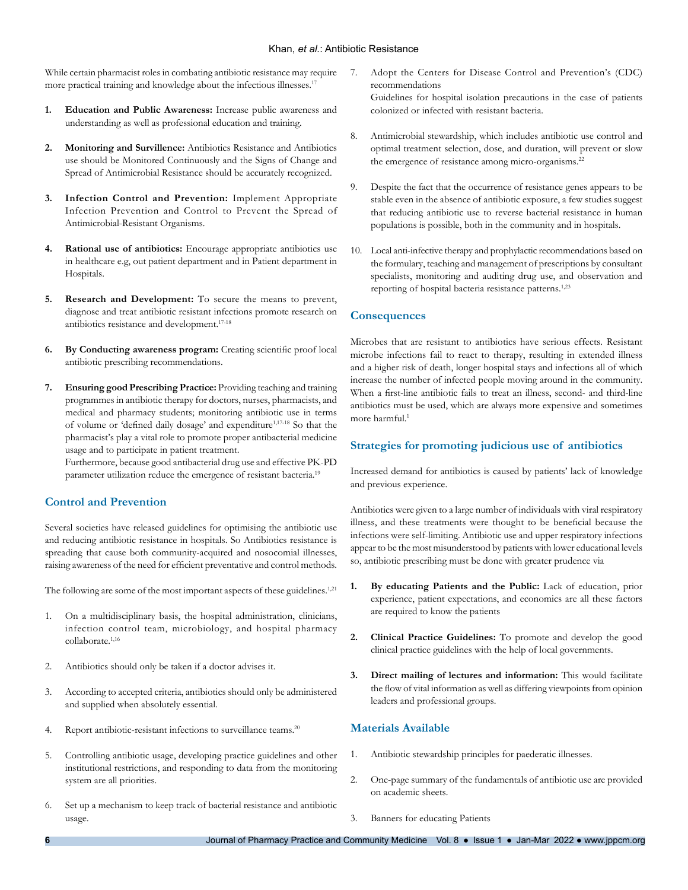While certain pharmacist roles in combating antibiotic resistance may require more practical training and knowledge about the infectious illnesses.[17]

1. **Education and Public Awareness:** Increase public awareness and understanding as well as professional education and training.

2. **Monitoring and Survillence:** Antibiotics Resistance and Antibiotics use should be Monitored Continuously and the Signs of Change and Spread of Antimicrobial Resistance should be accurately recognized.

3. **Infection Control and Prevention:** Implement Appropriate Infection Prevention and Control to Prevent the Spread of Antimicrobial-Resistant Organisms.

4. **Rational use of antibiotics:** Encourage appropriate antibiotics use in healthcare e.g, out patient department and in Patient department in Hospitals.

5. **Research and Development:** To secure the means to prevent, diagnose and treat antibiotic resistant infections promote research on antibiotics resistance and development.[17-18]

6. **By Conducting awareness program:** Creating scientific proof local antibiotic prescribing recommendations.

7. **Ensuring good Prescribing Practice:** Providing teaching and training programmes in antibiotic therapy for doctors, nurses, pharmacists, and medical and pharmacy students; monitoring antibiotic use in terms of volume or 'defined daily dosage' and expenditure[1,17-18] So that the pharmacist's play a vital role to promote proper antibacterial medicine usage and to participate in patient treatment.
   Furthermore, because good antibacterial drug use and effective PK-PD parameter utilization reduce the emergence of resistant bacteria.[19]

## Control and Prevention

Several societies have released guidelines for optimising the antibiotic use and reducing antibiotic resistance in hospitals. So Antibiotics resistance is spreading that cause both community-acquired and nosocomial illnesses, raising awareness of the need for efficient preventative and control methods.

The following are some of the most important aspects of these guidelines.[1,21]

1. On a multidisciplinary basis, the hospital administration, clinicians, infection control team, microbiology, and hospital pharmacy collaborate.[1,16]

2. Antibiotics should only be taken if a doctor advises it.

3. According to accepted criteria, antibiotics should only be administered and supplied when absolutely essential.

4. Report antibiotic-resistant infections to surveillance teams.[20]

5. Controlling antibiotic usage, developing practice guidelines and other institutional restrictions, and responding to data from the monitoring system are all priorities.

6. Set up a mechanism to keep track of bacterial resistance and antibiotic usage.

7. Adopt the Centers for Disease Control and Prevention's (CDC) recommendations
   Guidelines for hospital isolation precautions in the case of patients colonized or infected with resistant bacteria.

8. Antimicrobial stewardship, which includes antibiotic use control and optimal treatment selection, dose, and duration, will prevent or slow the emergence of resistance among micro-organisms.[22]

9. Despite the fact that the occurrence of resistance genes appears to be stable even in the absence of antibiotic exposure, a few studies suggest that reducing antibiotic use to reverse bacterial resistance in human populations is possible, both in the community and in hospitals.

10. Local anti-infective therapy and prophylactic recommendations based on the formulary, teaching and management of prescriptions by consultant specialists, monitoring and auditing drug use, and observation and reporting of hospital bacteria resistance patterns.[1,23]

## Consequences

Microbes that are resistant to antibiotics have serious effects. Resistant microbe infections fail to react to therapy, resulting in extended illness and a higher risk of death, longer hospital stays and infections all of which increase the number of infected people moving around in the community. When a first-line antibiotic fails to treat an illness, second- and third-line antibiotics must be used, which are always more expensive and sometimes more harmful.[1]

## Strategies for promoting judicious use of antibiotics

Increased demand for antibiotics is caused by patients' lack of knowledge and previous experience.

Antibiotics were given to a large number of individuals with viral respiratory illness, and these treatments were thought to be beneficial because the infections were self-limiting. Antibiotic use and upper respiratory infections appear to be the most misunderstood by patients with lower educational levels so, antibiotic prescribing must be done with greater prudence via

1. **By educating Patients and the Public:** Lack of education, prior experience, patient expectations, and economics are all these factors are required to know the patients

2. **Clinical Practice Guidelines:** To promote and develop the good clinical practice guidelines with the help of local governments.

3. **Direct mailing of lectures and information:** This would facilitate the flow of vital information as well as differing viewpoints from opinion leaders and professional groups.

## Materials Available

1. Antibiotic stewardship principles for paederatic illnesses.

2. One-page summary of the fundamentals of antibiotic use are provided on academic sheets.

3. Banners for educating Patients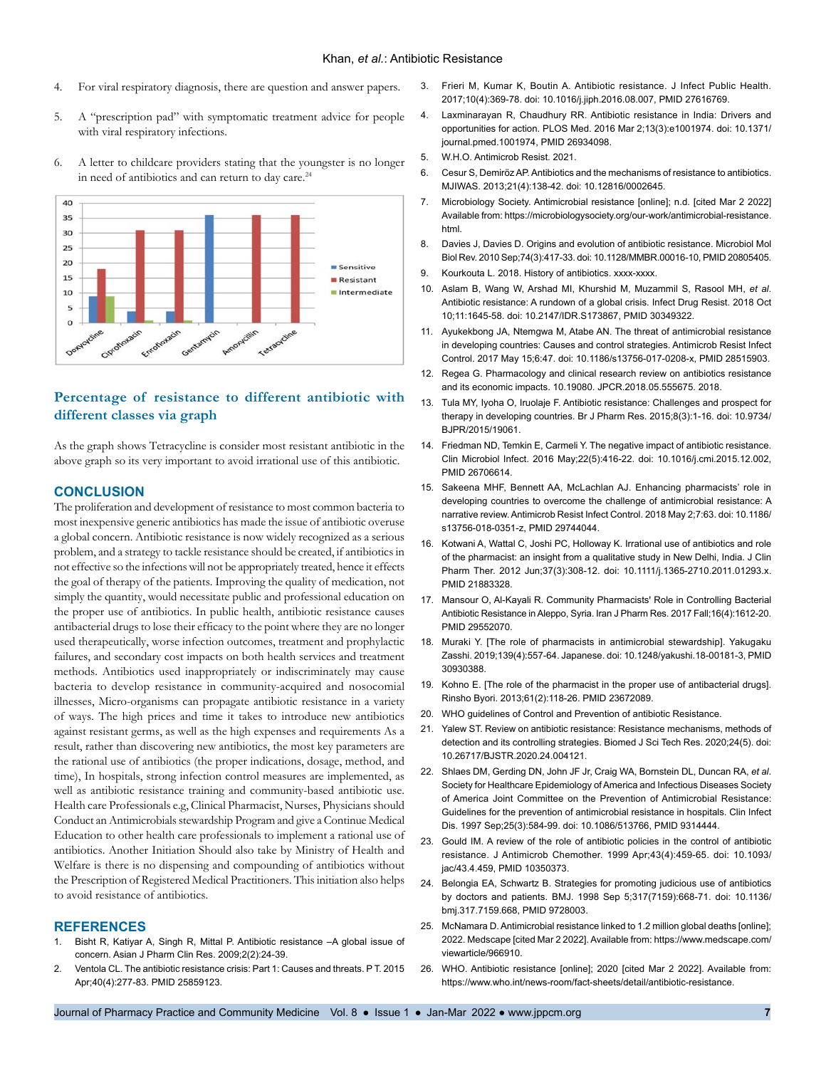4. For viral respiratory diagnosis, there are question and answer papers.
5. A "prescription pad" with symptomatic treatment advice for people with viral respiratory infections.
6. A letter to childcare providers stating that the youngster is no longer in need of antibiotics and can return to day care.[24]

40
35
30
25
20
15
10
5
0

Doxycycline
Ciprofloxacin
Enrofloxacin
Gentamycin
Amoxycillin
Tetracycline

Sensitive
Resistant
Intermediate

## Percentage of resistance to different antibiotic with different classes via graph

As the graph shows Tetracycline is consider most resistant antibiotic in the above graph so its very important to avoid irrational use of this antibiotic.

## CONCLUSION

The proliferation and development of resistance to most common bacteria to most inexpensive generic antibiotics has made the issue of antibiotic overuse a global concern. Antibiotic resistance is now widely recognized as a serious problem, and a strategy to tackle resistance should be created, if antibiotics in not effective so the infections will not be appropriately treated, hence it effects the goal of therapy of the patients. Improving the quality of medication, not simply the quantity, would necessitate public and professional education on the proper use of antibiotics. In public health, antibiotic resistance causes antibacterial drugs to lose their efficacy to the point where they are no longer used therapeutically, worse infection outcomes, treatment and prophylactic failures, and secondary cost impacts on both health services and treatment methods. Antibiotics used inappropriately or indiscriminately may cause bacteria to develop resistance in community-acquired and nosocomial illnesses, Micro-organisms can propagate antibiotic resistance in a variety of ways. The high prices and time it takes to introduce new antibiotics against resistant germs, as well as the high expenses and requirements As a result, rather than discovering new antibiotics, the most key parameters are the rational use of antibiotics (the proper indications, dosage, method, and time), In hospitals, strong infection control measures are implemented, as well as antibiotic resistance training and community-based antibiotic use. Health care Professionals e.g, Clinical Pharmacist, Nurses, Physicians should Conduct an Antimicrobials stewardship Program and give a Continue Medical Education to other health care professionals to implement a rational use of antibiotics. Another Initiation Should also take by Ministry of Health and Welfare is there is no dispensing and compounding of antibiotics without the Prescription of Registered Medical Practitioners. This initiation also helps to avoid resistance of antibiotics.

## REFERENCES

1. Bisht R, Katiyar A, Singh R, Mittal P. Antibiotic resistance –A global issue of concern. Asian J Pharm Clin Res. 2009;2(2):24-39.
2. Ventola CL. The antibiotic resistance crisis: Part 1: Causes and threats. P T. 2015 Apr;40(4):277-83. PMID 25859123.
3. Frieri M, Kumar K, Boutin A. Antibiotic resistance. J Infect Public Health. 2017;10(4):369-78. doi: 10.1016/j.jiph.2016.08.007, PMID 27616769.
4. Laxminarayan R, Chaudhury RR. Antibiotic resistance in India: Drivers and opportunities for action. PLOS Med. 2016 Mar 2;13(3):e1001974. doi: 10.1371/journal.pmed.1001974, PMID 26934098.
5. W.H.O. Antimicrob Resist. 2021.
6. Cesur S, Demiröz AP. Antibiotics and the mechanisms of resistance to antibiotics. MJIWAS. 2013;21(4):138-42. doi: 10.12816/0002645.
7. Microbiology Society. Antimicrobial resistance [online]; n.d. [cited Mar 2 2022] Available from: https://microbiologysociety.org/our-work/antimicrobial-resistance.html.
8. Davies J, Davies D. Origins and evolution of antibiotic resistance. Microbiol Mol Biol Rev. 2010 Sep;74(3):417-33. doi: 10.1128/MMBR.00016-10, PMID 20805405.
9. Kourkouta L. 2018. History of antibiotics. xxxx-xxxx.
10. Aslam B, Wang W, Arshad MI, Khurshid M, Muzammil S, Rasool MH, *et al*. Antibiotic resistance: A rundown of a global crisis. Infect Drug Resist. 2018 Oct 10;11:1645-58. doi: 10.2147/IDR.S173867, PMID 30349322.
11. Ayukekbong JA, Ntemgwa M, Atabe AN. The threat of antimicrobial resistance in developing countries: Causes and control strategies. Antimicrob Resist Infect Control. 2017 May 15;6:47. doi: 10.1186/s13756-017-0208-x, PMID 28515903.
12. Regea G. Pharmacology and clinical research review on antibiotics resistance and its economic impacts. 10.19080. JPCR.2018.05.555675. 2018.
13. Tula MY, Iyoha O, Iruolaje F. Antibiotic resistance: Challenges and prospect for therapy in developing countries. Br J Pharm Res. 2015;8(3):1-16. doi: 10.9734/BJPR/2015/19061.
14. Friedman ND, Temkin E, Carmeli Y. The negative impact of antibiotic resistance. Clin Microbiol Infect. 2016 May;22(5):416-22. doi: 10.1016/j.cmi.2015.12.002, PMID 26706614.
15. Sakeena MHF, Bennett AA, McLachlan AJ. Enhancing pharmacists' role in developing countries to overcome the challenge of antimicrobial resistance: A narrative review. Antimicrob Resist Infect Control. 2018 May 2;7:63. doi: 10.1186/s13756-018-0351-z, PMID 29744044.
16. Kotwani A, Wattal C, Joshi PC, Holloway K. Irrational use of antibiotics and role of the pharmacist: an insight from a qualitative study in New Delhi, India. J Clin Pharm Ther. 2012 Jun;37(3):308-12. doi: 10.1111/j.1365-2710.2011.01293.x. PMID 21883328.
17. Mansour O, Al-Kayali R. Community Pharmacists' Role in Controlling Bacterial Antibiotic Resistance in Aleppo, Syria. Iran J Pharm Res. 2017 Fall;16(4):1612-20. PMID 29552070.
18. Muraki Y. [The role of pharmacists in antimicrobial stewardship]. Yakugaku Zasshi. 2019;139(4):557-64. Japanese. doi: 10.1248/yakushi.18-00181-3, PMID 30930388.
19. Kohno E. [The role of the pharmacist in the proper use of antibacterial drugs]. Rinsho Byori. 2013;61(2):118-26. PMID 23672089.
20. WHO guidelines of Control and Prevention of antibiotic Resistance.
21. Yalew ST. Review on antibiotic resistance: Resistance mechanisms, methods of detection and its controlling strategies. Biomed J Sci Tech Res. 2020;24(5). doi: 10.26717/BJSTR.2020.24.004121.
22. Shlaes DM, Gerding DN, John JF Jr, Craig WA, Bornstein DL, Duncan RA, *et al*. Society for Healthcare Epidemiology of America and Infectious Diseases Society of America Joint Committee on the Prevention of Antimicrobial Resistance: Guidelines for the prevention of antimicrobial resistance in hospitals. Clin Infect Dis. 1997 Sep;25(3):584-99. doi: 10.1086/513766, PMID 9314444.
23. Gould IM. A review of the role of antibiotic policies in the control of antibiotic resistance. J Antimicrob Chemother. 1999 Apr;43(4):459-65. doi: 10.1093/jac/43.4.459, PMID 10350373.
24. Belongia EA, Schwartz B. Strategies for promoting judicious use of antibiotics by doctors and patients. BMJ. 1998 Sep 5;317(7159):668-71. doi: 10.1136/bmj.317.7159.668, PMID 9728003.
25. McNamara D. Antimicrobial resistance linked to 1.2 million global deaths [online]; 2022. Medscape [cited Mar 2 2022]. Available from: https://www.medscape.com/viewarticle/966910.
26. WHO. Antibiotic resistance [online]; 2020 [cited Mar 2 2022]. Available from: https://www.who.int/news-room/fact-sheets/detail/antibiotic-resistance.